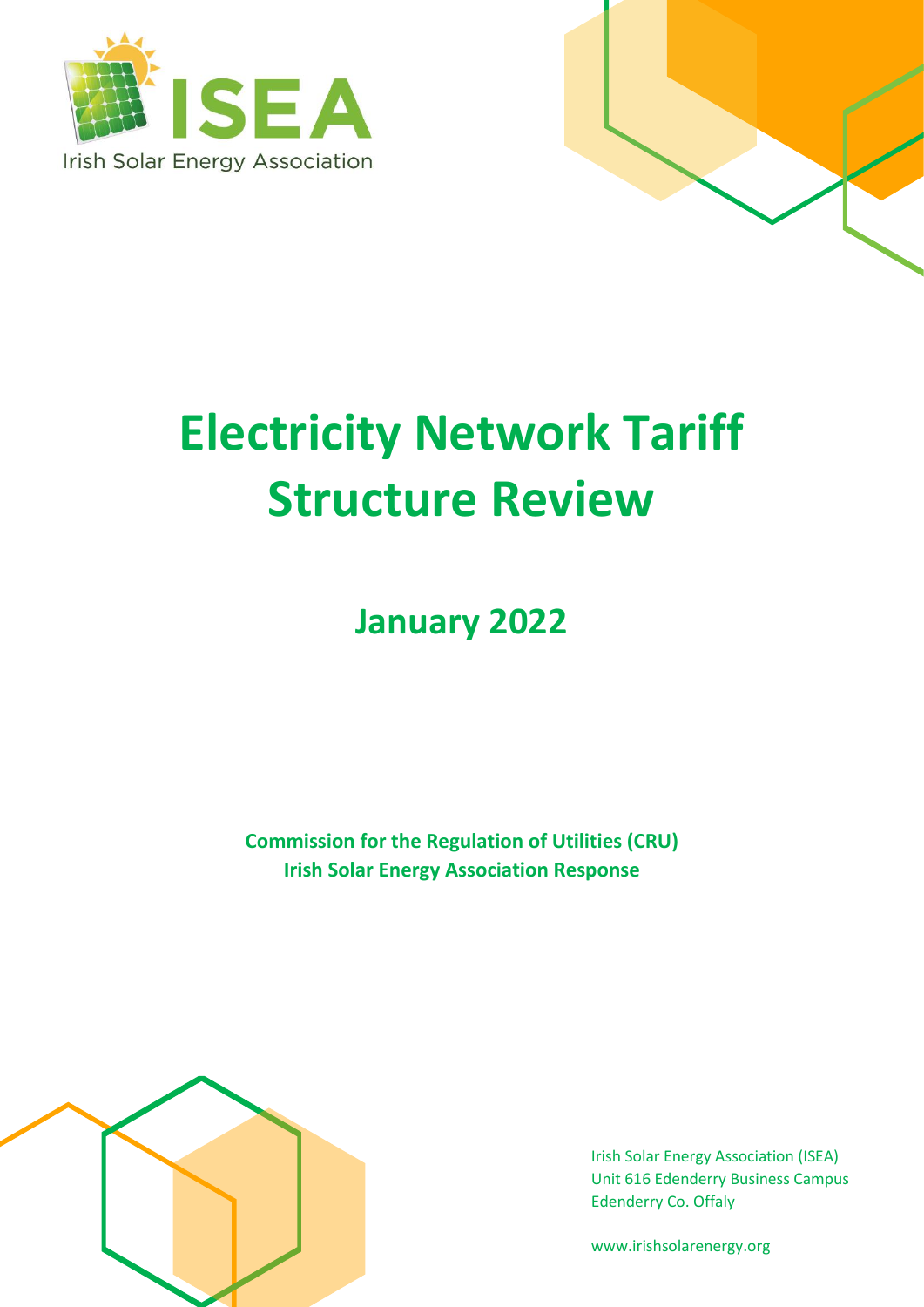ISEA

Irish Solar Energy Association

# Electricity Network Tariff Structure Review

## January 2022

**Commission for the Regulation of Utilities (CRU)**
**Irish Solar Energy Association Response**

Irish Solar Energy Association (ISEA)
Unit 616 Edenderry Business Campus
Edenderry Co. Offaly

www.irishsolarenergy.org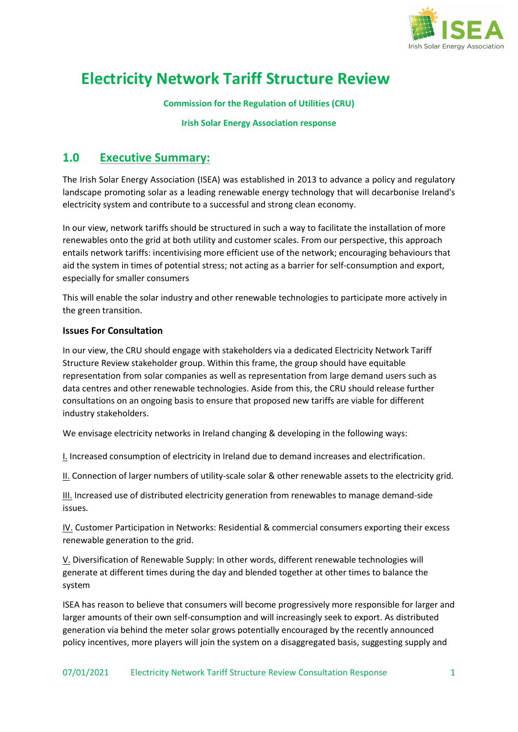# Electricity Network Tariff Structure Review

**Commission for the Regulation of Utilities (CRU)**

**Irish Solar Energy Association response**

## 1.0 Executive Summary:

The Irish Solar Energy Association (ISEA) was established in 2013 to advance a policy and regulatory landscape promoting solar as a leading renewable energy technology that will decarbonise Ireland's electricity system and contribute to a successful and strong clean economy.

In our view, network tariffs should be structured in such a way to facilitate the installation of more renewables onto the grid at both utility and customer scales. From our perspective, this approach entails network tariffs: incentivising more efficient use of the network; encouraging behaviours that aid the system in times of potential stress; not acting as a barrier for self-consumption and export, especially for smaller consumers

This will enable the solar industry and other renewable technologies to participate more actively in the green transition.

### Issues For Consultation

In our view, the CRU should engage with stakeholders via a dedicated Electricity Network Tariff Structure Review stakeholder group. Within this frame, the group should have equitable representation from solar companies as well as representation from large demand users such as data centres and other renewable technologies. Aside from this, the CRU should release further consultations on an ongoing basis to ensure that proposed new tariffs are viable for different industry stakeholders.

We envisage electricity networks in Ireland changing & developing in the following ways:

I. Increased consumption of electricity in Ireland due to demand increases and electrification.

II. Connection of larger numbers of utility-scale solar & other renewable assets to the electricity grid.

III. Increased use of distributed electricity generation from renewables to manage demand-side issues.

IV. Customer Participation in Networks: Residential & commercial consumers exporting their excess renewable generation to the grid.

V. Diversification of Renewable Supply: In other words, different renewable technologies will generate at different times during the day and blended together at other times to balance the system

ISEA has reason to believe that consumers will become progressively more responsible for larger and larger amounts of their own self-consumption and will increasingly seek to export. As distributed generation via behind the meter solar grows potentially encouraged by the recently announced policy incentives, more players will join the system on a disaggregated basis, suggesting supply and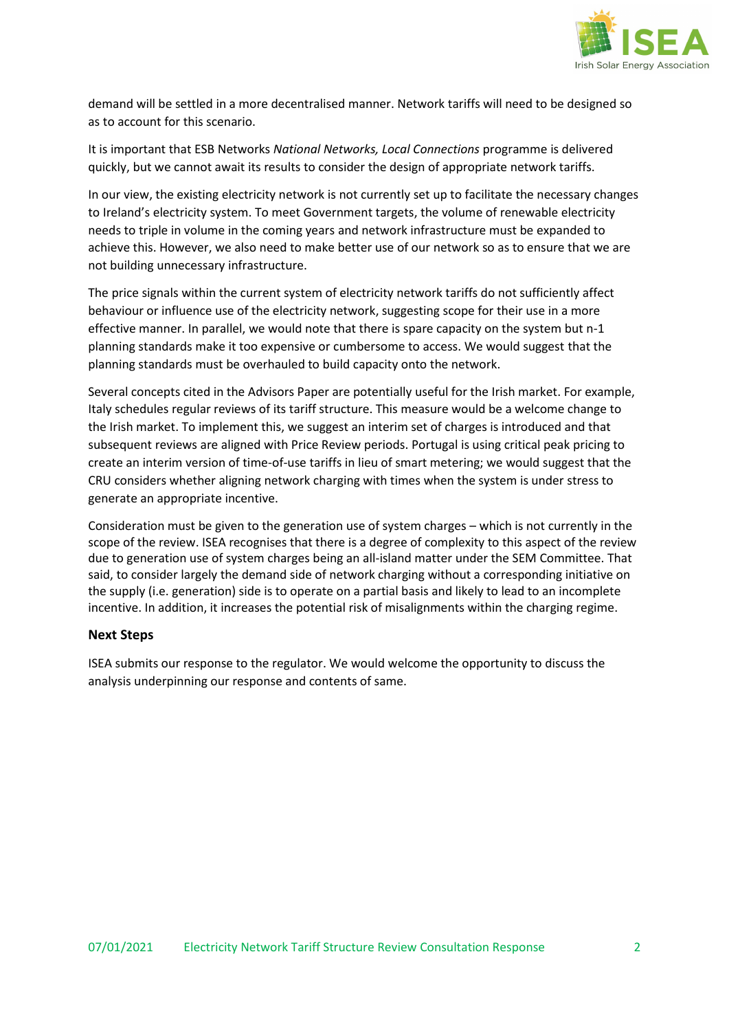demand will be settled in a more decentralised manner. Network tariffs will need to be designed so as to account for this scenario.

It is important that ESB Networks *National Networks, Local Connections* programme is delivered quickly, but we cannot await its results to consider the design of appropriate network tariffs.

In our view, the existing electricity network is not currently set up to facilitate the necessary changes to Ireland's electricity system. To meet Government targets, the volume of renewable electricity needs to triple in volume in the coming years and network infrastructure must be expanded to achieve this. However, we also need to make better use of our network so as to ensure that we are not building unnecessary infrastructure.

The price signals within the current system of electricity network tariffs do not sufficiently affect behaviour or influence use of the electricity network, suggesting scope for their use in a more effective manner. In parallel, we would note that there is spare capacity on the system but n-1 planning standards make it too expensive or cumbersome to access. We would suggest that the planning standards must be overhauled to build capacity onto the network.

Several concepts cited in the Advisors Paper are potentially useful for the Irish market. For example, Italy schedules regular reviews of its tariff structure. This measure would be a welcome change to the Irish market. To implement this, we suggest an interim set of charges is introduced and that subsequent reviews are aligned with Price Review periods. Portugal is using critical peak pricing to create an interim version of time-of-use tariffs in lieu of smart metering; we would suggest that the CRU considers whether aligning network charging with times when the system is under stress to generate an appropriate incentive.

Consideration must be given to the generation use of system charges – which is not currently in the scope of the review. ISEA recognises that there is a degree of complexity to this aspect of the review due to generation use of system charges being an all-island matter under the SEM Committee. That said, to consider largely the demand side of network charging without a corresponding initiative on the supply (i.e. generation) side is to operate on a partial basis and likely to lead to an incomplete incentive. In addition, it increases the potential risk of misalignments within the charging regime.

### Next Steps

ISEA submits our response to the regulator. We would welcome the opportunity to discuss the analysis underpinning our response and contents of same.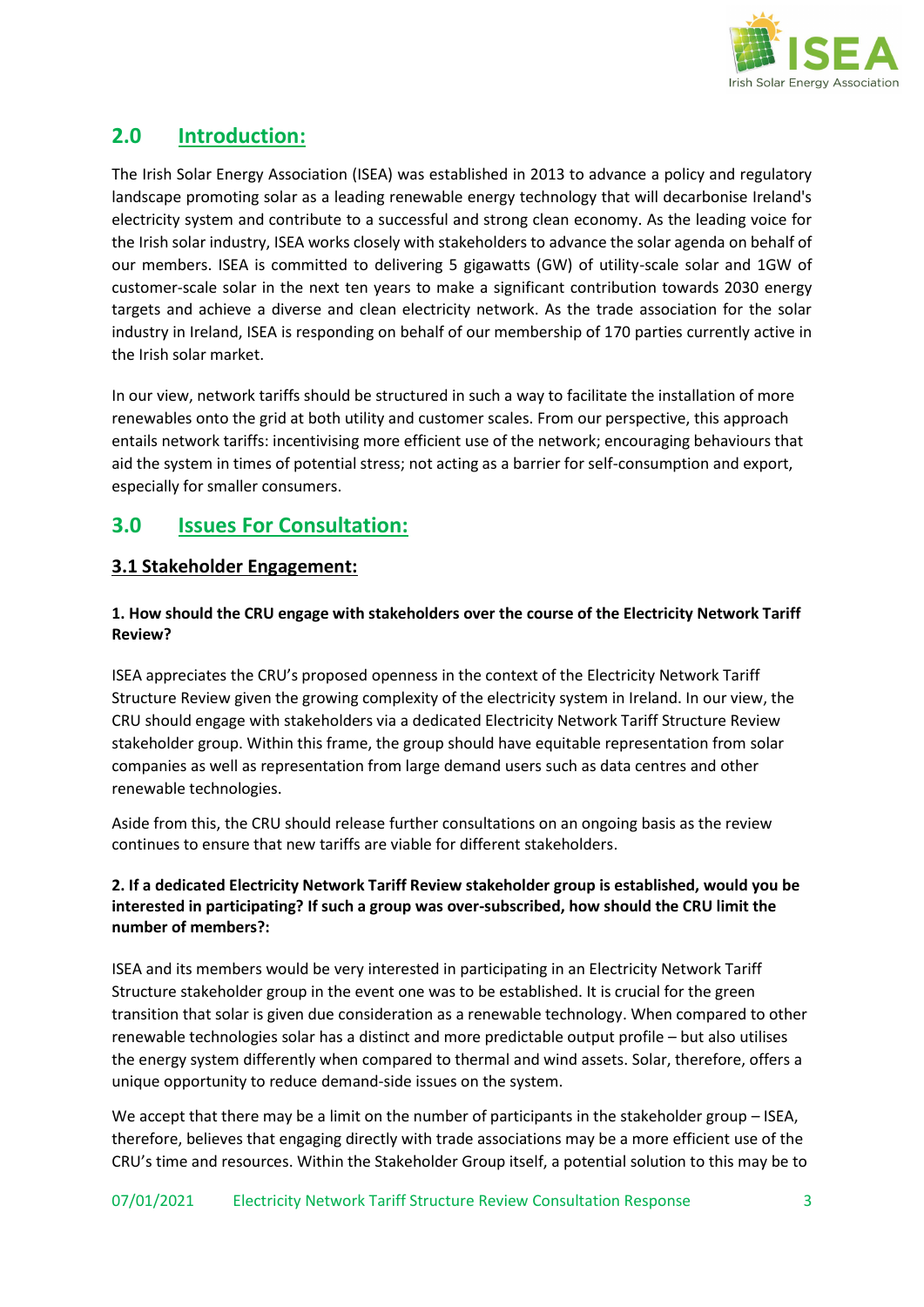## 2.0 Introduction:

The Irish Solar Energy Association (ISEA) was established in 2013 to advance a policy and regulatory landscape promoting solar as a leading renewable energy technology that will decarbonise Ireland's electricity system and contribute to a successful and strong clean economy. As the leading voice for the Irish solar industry, ISEA works closely with stakeholders to advance the solar agenda on behalf of our members. ISEA is committed to delivering 5 gigawatts (GW) of utility-scale solar and 1GW of customer-scale solar in the next ten years to make a significant contribution towards 2030 energy targets and achieve a diverse and clean electricity network. As the trade association for the solar industry in Ireland, ISEA is responding on behalf of our membership of 170 parties currently active in the Irish solar market.

In our view, network tariffs should be structured in such a way to facilitate the installation of more renewables onto the grid at both utility and customer scales. From our perspective, this approach entails network tariffs: incentivising more efficient use of the network; encouraging behaviours that aid the system in times of potential stress; not acting as a barrier for self-consumption and export, especially for smaller consumers.

## 3.0 Issues For Consultation:

### 3.1 Stakeholder Engagement:

**1. How should the CRU engage with stakeholders over the course of the Electricity Network Tariff Review?**

ISEA appreciates the CRU's proposed openness in the context of the Electricity Network Tariff Structure Review given the growing complexity of the electricity system in Ireland. In our view, the CRU should engage with stakeholders via a dedicated Electricity Network Tariff Structure Review stakeholder group. Within this frame, the group should have equitable representation from solar companies as well as representation from large demand users such as data centres and other renewable technologies.

Aside from this, the CRU should release further consultations on an ongoing basis as the review continues to ensure that new tariffs are viable for different stakeholders.

**2. If a dedicated Electricity Network Tariff Review stakeholder group is established, would you be interested in participating? If such a group was over-subscribed, how should the CRU limit the number of members?:**

ISEA and its members would be very interested in participating in an Electricity Network Tariff Structure stakeholder group in the event one was to be established. It is crucial for the green transition that solar is given due consideration as a renewable technology. When compared to other renewable technologies solar has a distinct and more predictable output profile – but also utilises the energy system differently when compared to thermal and wind assets. Solar, therefore, offers a unique opportunity to reduce demand-side issues on the system.

We accept that there may be a limit on the number of participants in the stakeholder group – ISEA, therefore, believes that engaging directly with trade associations may be a more efficient use of the CRU's time and resources. Within the Stakeholder Group itself, a potential solution to this may be to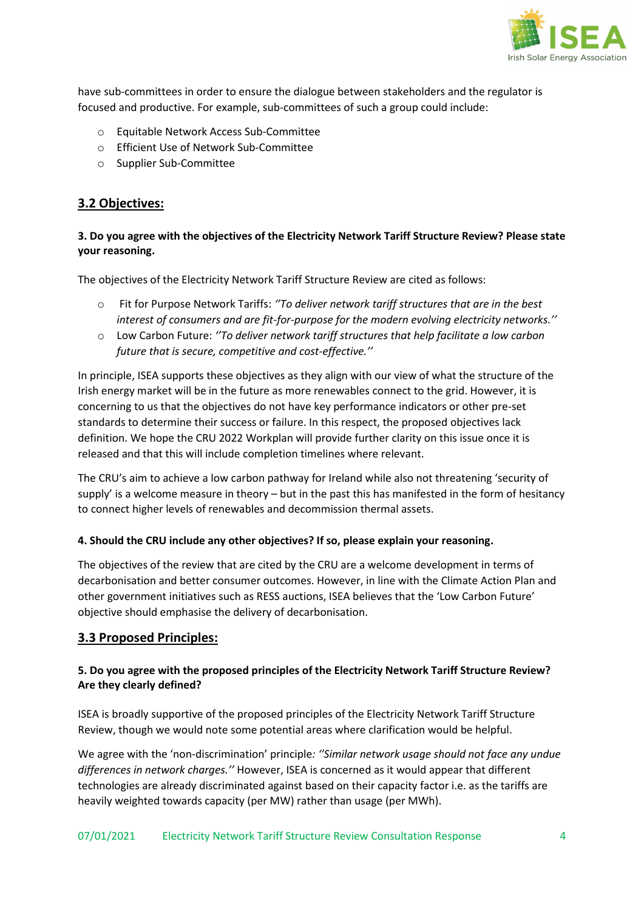have sub-committees in order to ensure the dialogue between stakeholders and the regulator is focused and productive. For example, sub-committees of such a group could include:

- Equitable Network Access Sub-Committee
- Efficient Use of Network Sub-Committee
- Supplier Sub-Committee

## 3.2 Objectives:

**3. Do you agree with the objectives of the Electricity Network Tariff Structure Review? Please state your reasoning.**

The objectives of the Electricity Network Tariff Structure Review are cited as follows:

- Fit for Purpose Network Tariffs: *''To deliver network tariff structures that are in the best interest of consumers and are fit-for-purpose for the modern evolving electricity networks.''*
- Low Carbon Future: *''To deliver network tariff structures that help facilitate a low carbon future that is secure, competitive and cost-effective.''*

In principle, ISEA supports these objectives as they align with our view of what the structure of the Irish energy market will be in the future as more renewables connect to the grid. However, it is concerning to us that the objectives do not have key performance indicators or other pre-set standards to determine their success or failure. In this respect, the proposed objectives lack definition. We hope the CRU 2022 Workplan will provide further clarity on this issue once it is released and that this will include completion timelines where relevant.

The CRU's aim to achieve a low carbon pathway for Ireland while also not threatening 'security of supply' is a welcome measure in theory – but in the past this has manifested in the form of hesitancy to connect higher levels of renewables and decommission thermal assets.

**4. Should the CRU include any other objectives? If so, please explain your reasoning.**

The objectives of the review that are cited by the CRU are a welcome development in terms of decarbonisation and better consumer outcomes. However, in line with the Climate Action Plan and other government initiatives such as RESS auctions, ISEA believes that the 'Low Carbon Future' objective should emphasise the delivery of decarbonisation.

## 3.3 Proposed Principles:

**5. Do you agree with the proposed principles of the Electricity Network Tariff Structure Review? Are they clearly defined?**

ISEA is broadly supportive of the proposed principles of the Electricity Network Tariff Structure Review, though we would note some potential areas where clarification would be helpful.

We agree with the 'non-discrimination' principle*: ''Similar network usage should not face any undue differences in network charges.''* However, ISEA is concerned as it would appear that different technologies are already discriminated against based on their capacity factor i.e. as the tariffs are heavily weighted towards capacity (per MW) rather than usage (per MWh).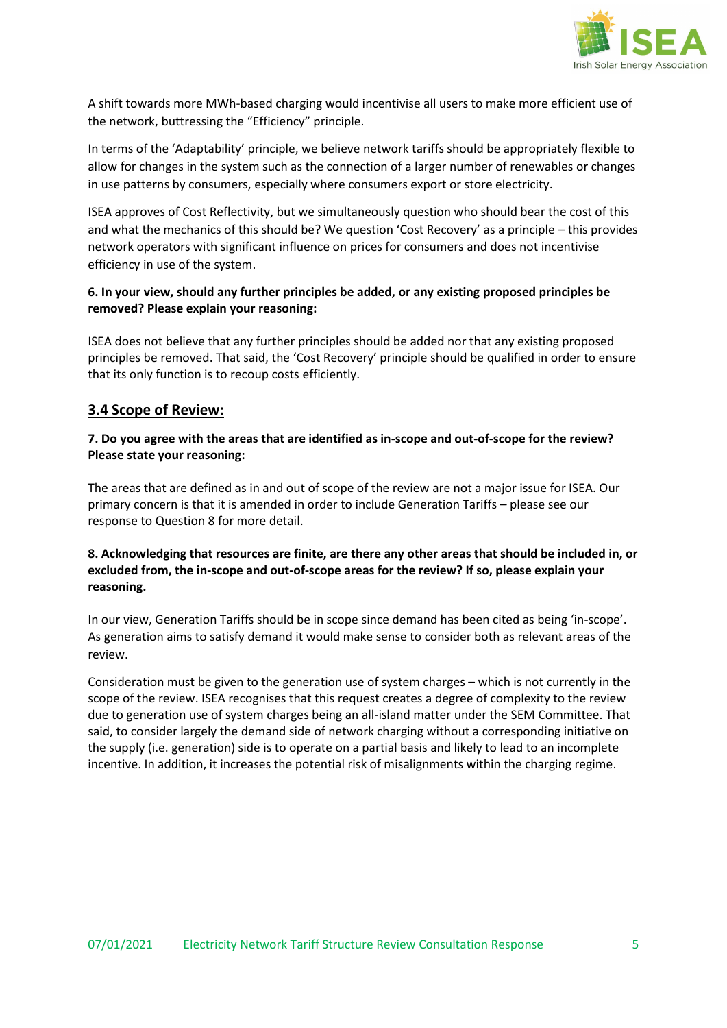A shift towards more MWh-based charging would incentivise all users to make more efficient use of the network, buttressing the "Efficiency" principle.

In terms of the 'Adaptability' principle, we believe network tariffs should be appropriately flexible to allow for changes in the system such as the connection of a larger number of renewables or changes in use patterns by consumers, especially where consumers export or store electricity.

ISEA approves of Cost Reflectivity, but we simultaneously question who should bear the cost of this and what the mechanics of this should be? We question 'Cost Recovery' as a principle – this provides network operators with significant influence on prices for consumers and does not incentivise efficiency in use of the system.

**6. In your view, should any further principles be added, or any existing proposed principles be removed? Please explain your reasoning:**

ISEA does not believe that any further principles should be added nor that any existing proposed principles be removed. That said, the 'Cost Recovery' principle should be qualified in order to ensure that its only function is to recoup costs efficiently.

## 3.4 Scope of Review:

**7. Do you agree with the areas that are identified as in-scope and out-of-scope for the review? Please state your reasoning:**

The areas that are defined as in and out of scope of the review are not a major issue for ISEA. Our primary concern is that it is amended in order to include Generation Tariffs – please see our response to Question 8 for more detail.

**8. Acknowledging that resources are finite, are there any other areas that should be included in, or excluded from, the in-scope and out-of-scope areas for the review? If so, please explain your reasoning.**

In our view, Generation Tariffs should be in scope since demand has been cited as being 'in-scope'. As generation aims to satisfy demand it would make sense to consider both as relevant areas of the review.

Consideration must be given to the generation use of system charges – which is not currently in the scope of the review. ISEA recognises that this request creates a degree of complexity to the review due to generation use of system charges being an all-island matter under the SEM Committee. That said, to consider largely the demand side of network charging without a corresponding initiative on the supply (i.e. generation) side is to operate on a partial basis and likely to lead to an incomplete incentive. In addition, it increases the potential risk of misalignments within the charging regime.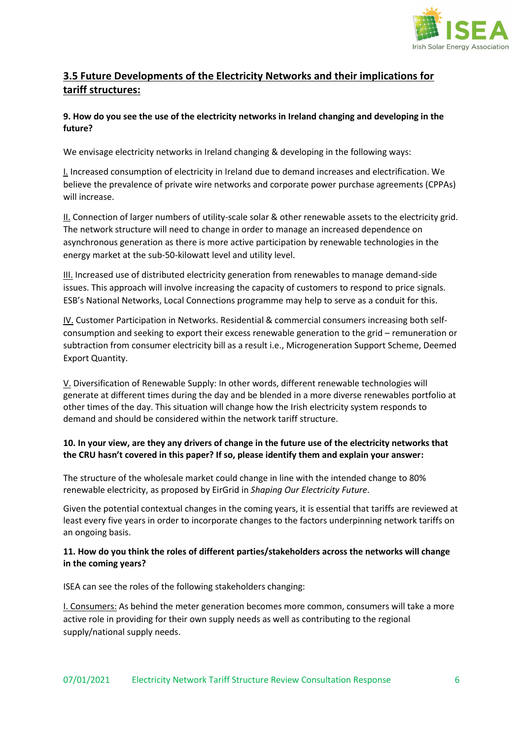## 3.5 Future Developments of the Electricity Networks and their implications for tariff structures:

**9. How do you see the use of the electricity networks in Ireland changing and developing in the future?**

We envisage electricity networks in Ireland changing & developing in the following ways:

I. Increased consumption of electricity in Ireland due to demand increases and electrification. We believe the prevalence of private wire networks and corporate power purchase agreements (CPPAs) will increase.

II. Connection of larger numbers of utility-scale solar & other renewable assets to the electricity grid. The network structure will need to change in order to manage an increased dependence on asynchronous generation as there is more active participation by renewable technologies in the energy market at the sub-50-kilowatt level and utility level.

III. Increased use of distributed electricity generation from renewables to manage demand-side issues. This approach will involve increasing the capacity of customers to respond to price signals. ESB's National Networks, Local Connections programme may help to serve as a conduit for this.

IV. Customer Participation in Networks. Residential & commercial consumers increasing both self-consumption and seeking to export their excess renewable generation to the grid – remuneration or subtraction from consumer electricity bill as a result i.e., Microgeneration Support Scheme, Deemed Export Quantity.

V. Diversification of Renewable Supply: In other words, different renewable technologies will generate at different times during the day and be blended in a more diverse renewables portfolio at other times of the day. This situation will change how the Irish electricity system responds to demand and should be considered within the network tariff structure.

**10. In your view, are they any drivers of change in the future use of the electricity networks that the CRU hasn't covered in this paper? If so, please identify them and explain your answer:**

The structure of the wholesale market could change in line with the intended change to 80% renewable electricity, as proposed by EirGrid in *Shaping Our Electricity Future*.

Given the potential contextual changes in the coming years, it is essential that tariffs are reviewed at least every five years in order to incorporate changes to the factors underpinning network tariffs on an ongoing basis.

**11. How do you think the roles of different parties/stakeholders across the networks will change in the coming years?**

ISEA can see the roles of the following stakeholders changing:

I. Consumers: As behind the meter generation becomes more common, consumers will take a more active role in providing for their own supply needs as well as contributing to the regional supply/national supply needs.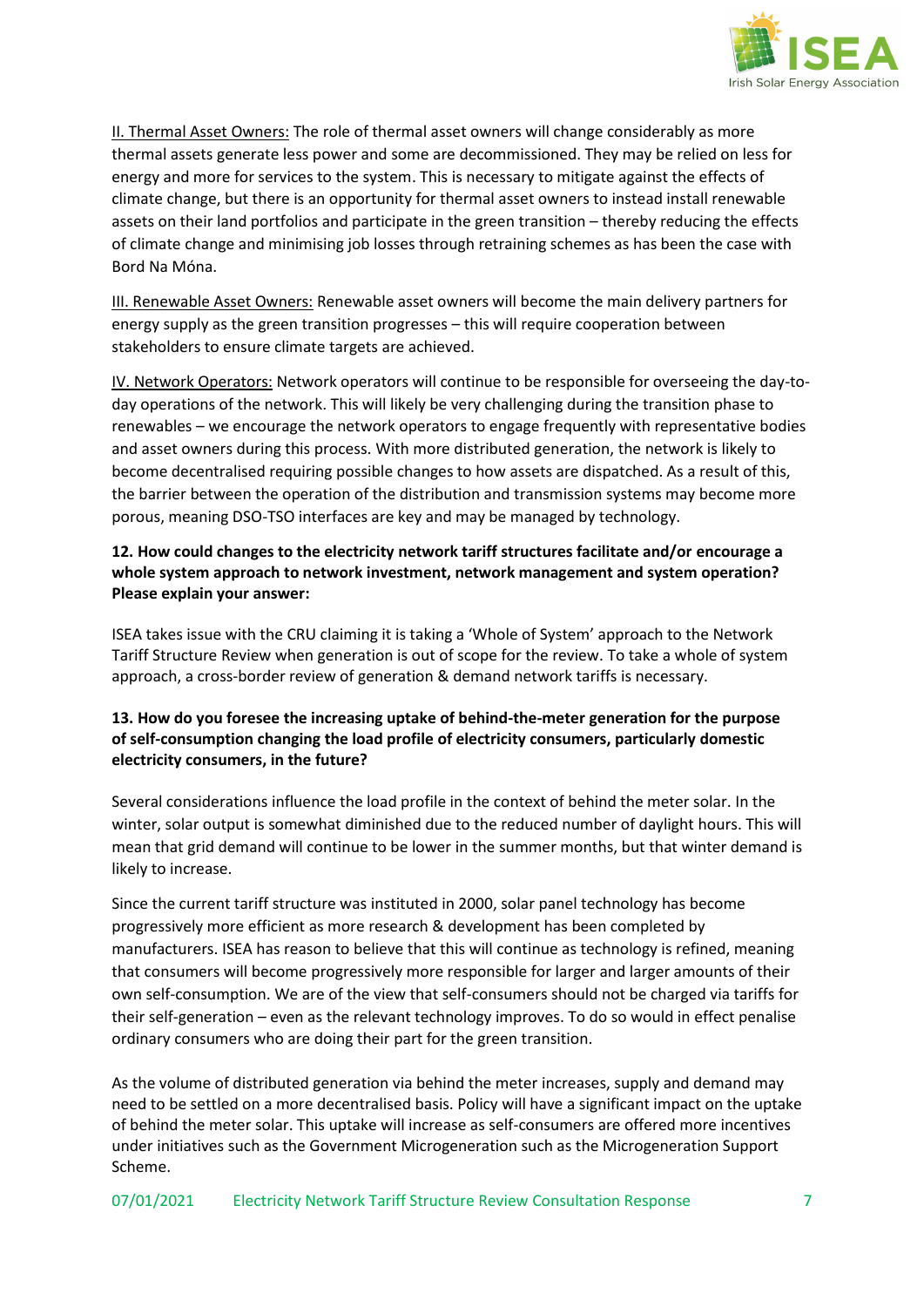<u>II. Thermal Asset Owners:</u> The role of thermal asset owners will change considerably as more thermal assets generate less power and some are decommissioned. They may be relied on less for energy and more for services to the system. This is necessary to mitigate against the effects of climate change, but there is an opportunity for thermal asset owners to instead install renewable assets on their land portfolios and participate in the green transition – thereby reducing the effects of climate change and minimising job losses through retraining schemes as has been the case with Bord Na Móna.

<u>III. Renewable Asset Owners:</u> Renewable asset owners will become the main delivery partners for energy supply as the green transition progresses – this will require cooperation between stakeholders to ensure climate targets are achieved.

<u>IV. Network Operators:</u> Network operators will continue to be responsible for overseeing the day-to-day operations of the network. This will likely be very challenging during the transition phase to renewables – we encourage the network operators to engage frequently with representative bodies and asset owners during this process. With more distributed generation, the network is likely to become decentralised requiring possible changes to how assets are dispatched. As a result of this, the barrier between the operation of the distribution and transmission systems may become more porous, meaning DSO-TSO interfaces are key and may be managed by technology.

**12. How could changes to the electricity network tariff structures facilitate and/or encourage a whole system approach to network investment, network management and system operation? Please explain your answer:**

ISEA takes issue with the CRU claiming it is taking a 'Whole of System' approach to the Network Tariff Structure Review when generation is out of scope for the review. To take a whole of system approach, a cross-border review of generation & demand network tariffs is necessary.

**13. How do you foresee the increasing uptake of behind-the-meter generation for the purpose of self-consumption changing the load profile of electricity consumers, particularly domestic electricity consumers, in the future?**

Several considerations influence the load profile in the context of behind the meter solar. In the winter, solar output is somewhat diminished due to the reduced number of daylight hours. This will mean that grid demand will continue to be lower in the summer months, but that winter demand is likely to increase.

Since the current tariff structure was instituted in 2000, solar panel technology has become progressively more efficient as more research & development has been completed by manufacturers. ISEA has reason to believe that this will continue as technology is refined, meaning that consumers will become progressively more responsible for larger and larger amounts of their own self-consumption. We are of the view that self-consumers should not be charged via tariffs for their self-generation – even as the relevant technology improves. To do so would in effect penalise ordinary consumers who are doing their part for the green transition.

As the volume of distributed generation via behind the meter increases, supply and demand may need to be settled on a more decentralised basis. Policy will have a significant impact on the uptake of behind the meter solar. This uptake will increase as self-consumers are offered more incentives under initiatives such as the Government Microgeneration such as the Microgeneration Support Scheme.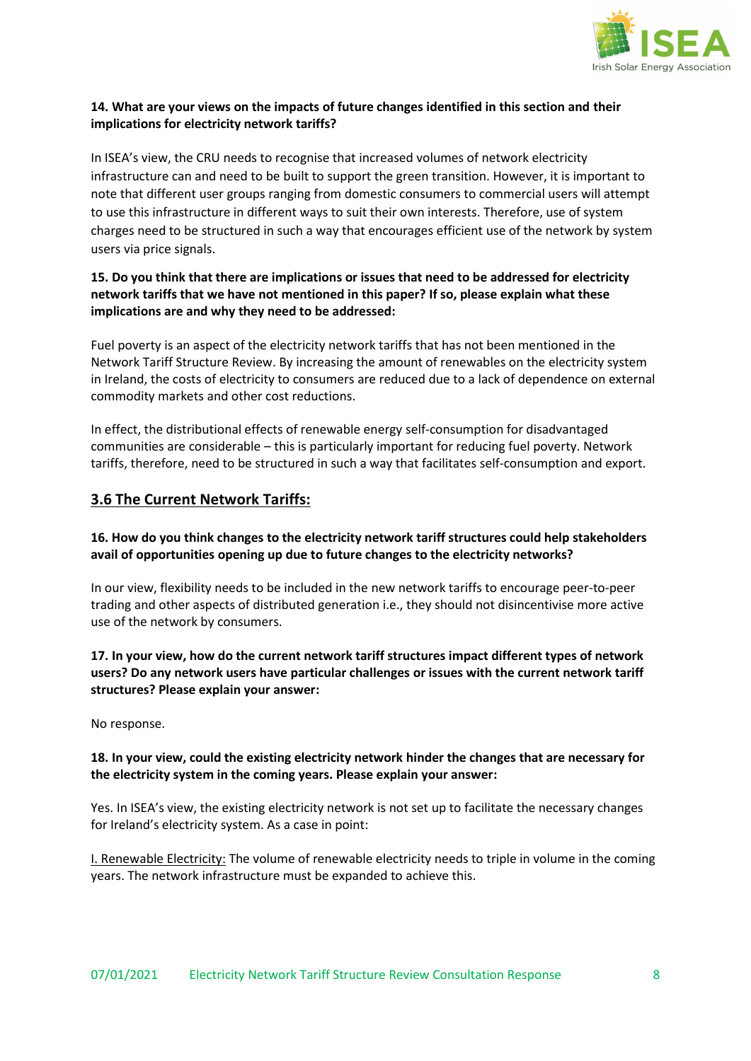**14. What are your views on the impacts of future changes identified in this section and their implications for electricity network tariffs?**

In ISEA's view, the CRU needs to recognise that increased volumes of network electricity infrastructure can and need to be built to support the green transition. However, it is important to note that different user groups ranging from domestic consumers to commercial users will attempt to use this infrastructure in different ways to suit their own interests. Therefore, use of system charges need to be structured in such a way that encourages efficient use of the network by system users via price signals.

**15. Do you think that there are implications or issues that need to be addressed for electricity network tariffs that we have not mentioned in this paper? If so, please explain what these implications are and why they need to be addressed:**

Fuel poverty is an aspect of the electricity network tariffs that has not been mentioned in the Network Tariff Structure Review. By increasing the amount of renewables on the electricity system in Ireland, the costs of electricity to consumers are reduced due to a lack of dependence on external commodity markets and other cost reductions.

In effect, the distributional effects of renewable energy self-consumption for disadvantaged communities are considerable – this is particularly important for reducing fuel poverty. Network tariffs, therefore, need to be structured in such a way that facilitates self-consumption and export.

## 3.6 The Current Network Tariffs:

**16. How do you think changes to the electricity network tariff structures could help stakeholders avail of opportunities opening up due to future changes to the electricity networks?**

In our view, flexibility needs to be included in the new network tariffs to encourage peer-to-peer trading and other aspects of distributed generation i.e., they should not disincentivise more active use of the network by consumers.

**17. In your view, how do the current network tariff structures impact different types of network users? Do any network users have particular challenges or issues with the current network tariff structures? Please explain your answer:**

No response.

**18. In your view, could the existing electricity network hinder the changes that are necessary for the electricity system in the coming years. Please explain your answer:**

Yes. In ISEA's view, the existing electricity network is not set up to facilitate the necessary changes for Ireland's electricity system. As a case in point:

I. Renewable Electricity: The volume of renewable electricity needs to triple in volume in the coming years. The network infrastructure must be expanded to achieve this.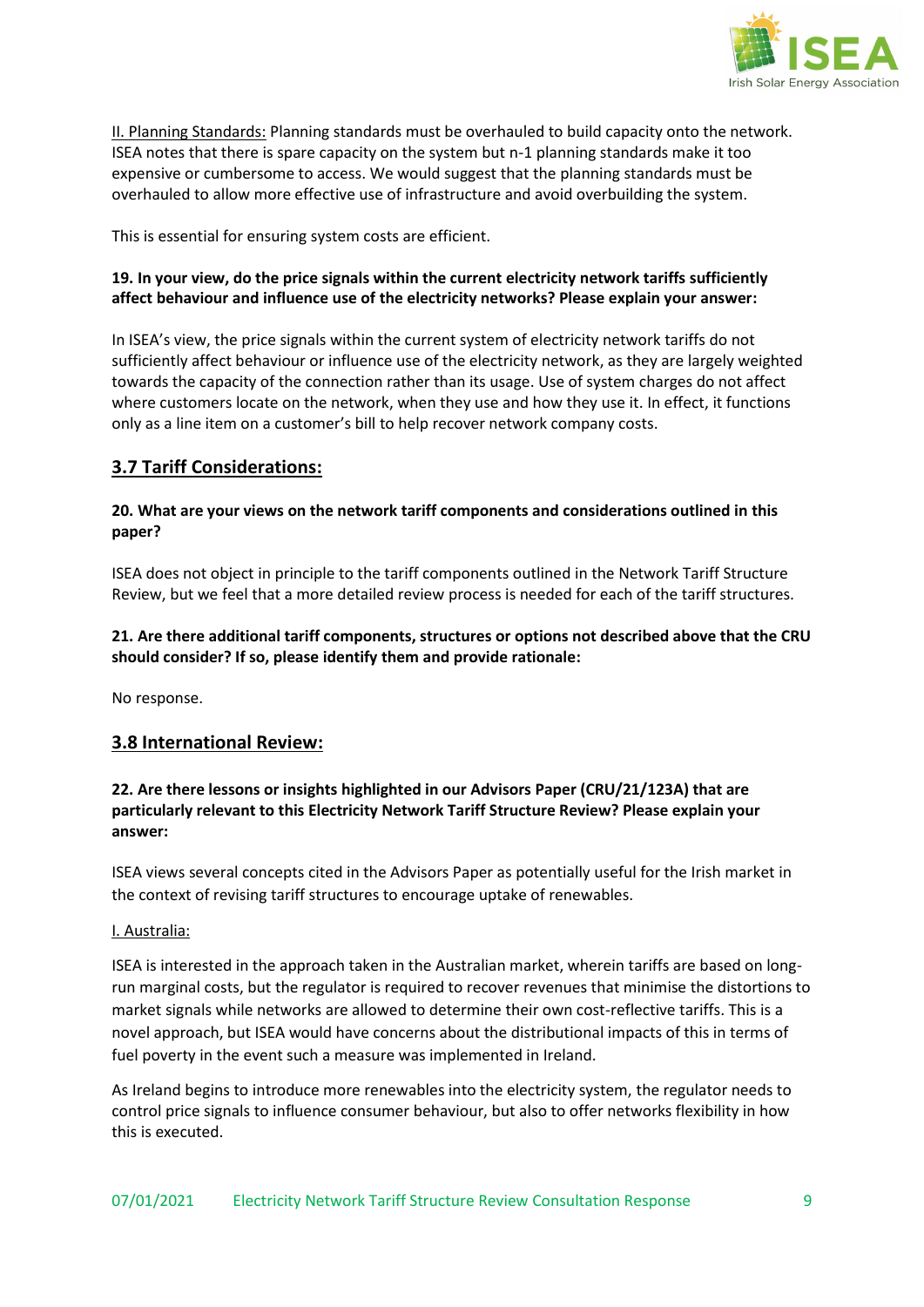II. Planning Standards: Planning standards must be overhauled to build capacity onto the network. ISEA notes that there is spare capacity on the system but n-1 planning standards make it too expensive or cumbersome to access. We would suggest that the planning standards must be overhauled to allow more effective use of infrastructure and avoid overbuilding the system.

This is essential for ensuring system costs are efficient.

**19. In your view, do the price signals within the current electricity network tariffs sufficiently affect behaviour and influence use of the electricity networks? Please explain your answer:**

In ISEA's view, the price signals within the current system of electricity network tariffs do not sufficiently affect behaviour or influence use of the electricity network, as they are largely weighted towards the capacity of the connection rather than its usage. Use of system charges do not affect where customers locate on the network, when they use and how they use it. In effect, it functions only as a line item on a customer's bill to help recover network company costs.

## 3.7 Tariff Considerations:

**20. What are your views on the network tariff components and considerations outlined in this paper?**

ISEA does not object in principle to the tariff components outlined in the Network Tariff Structure Review, but we feel that a more detailed review process is needed for each of the tariff structures.

**21. Are there additional tariff components, structures or options not described above that the CRU should consider? If so, please identify them and provide rationale:**

No response.

## 3.8 International Review:

**22. Are there lessons or insights highlighted in our Advisors Paper (CRU/21/123A) that are particularly relevant to this Electricity Network Tariff Structure Review? Please explain your answer:**

ISEA views several concepts cited in the Advisors Paper as potentially useful for the Irish market in the context of revising tariff structures to encourage uptake of renewables.

I. Australia:

ISEA is interested in the approach taken in the Australian market, wherein tariffs are based on long-run marginal costs, but the regulator is required to recover revenues that minimise the distortions to market signals while networks are allowed to determine their own cost-reflective tariffs. This is a novel approach, but ISEA would have concerns about the distributional impacts of this in terms of fuel poverty in the event such a measure was implemented in Ireland.

As Ireland begins to introduce more renewables into the electricity system, the regulator needs to control price signals to influence consumer behaviour, but also to offer networks flexibility in how this is executed.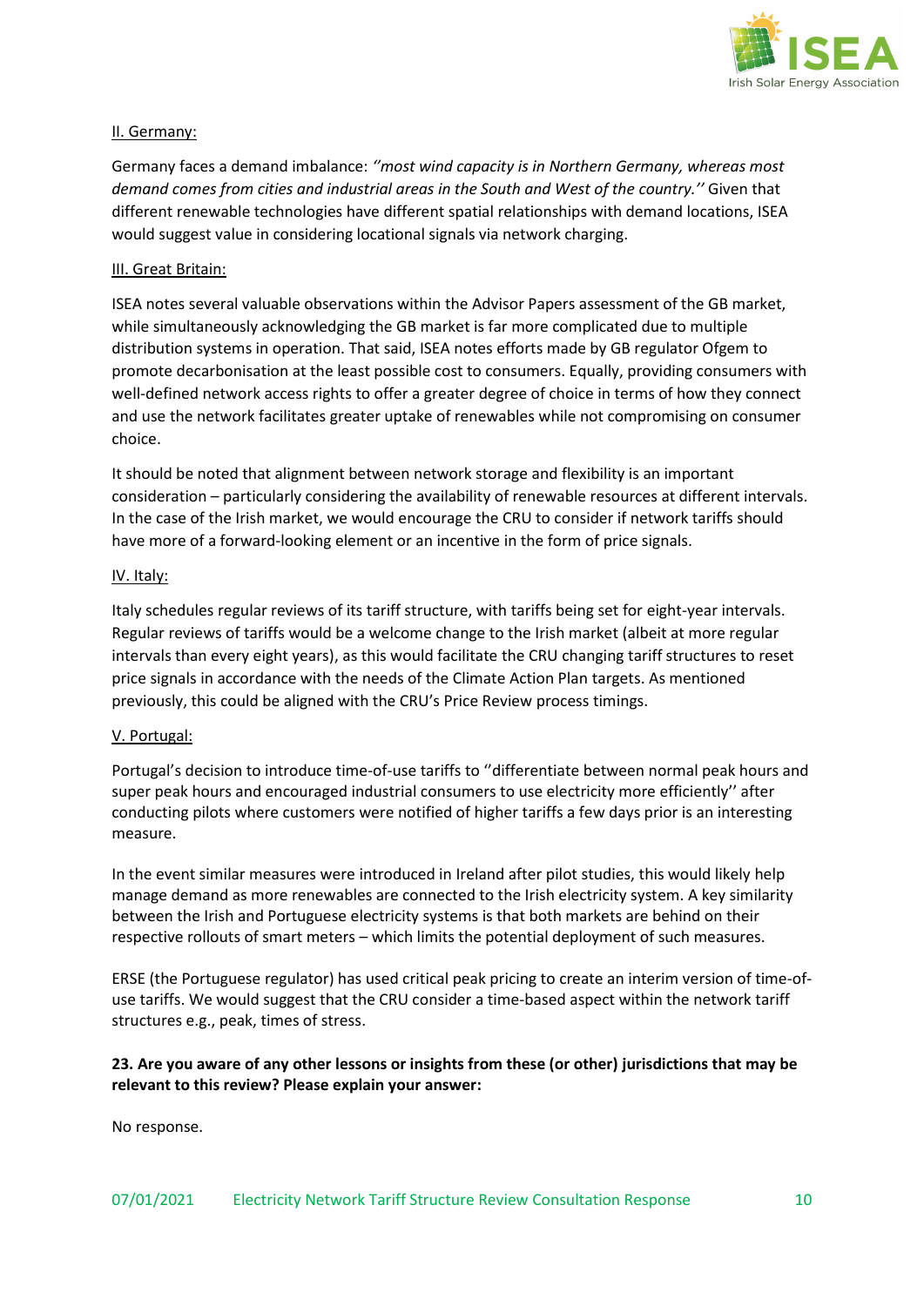<u>II. Germany:</u>

Germany faces a demand imbalance: *''most wind capacity is in Northern Germany, whereas most demand comes from cities and industrial areas in the South and West of the country.''* Given that different renewable technologies have different spatial relationships with demand locations, ISEA would suggest value in considering locational signals via network charging.

<u>III. Great Britain:</u>

ISEA notes several valuable observations within the Advisor Papers assessment of the GB market, while simultaneously acknowledging the GB market is far more complicated due to multiple distribution systems in operation. That said, ISEA notes efforts made by GB regulator Ofgem to promote decarbonisation at the least possible cost to consumers. Equally, providing consumers with well-defined network access rights to offer a greater degree of choice in terms of how they connect and use the network facilitates greater uptake of renewables while not compromising on consumer choice.

It should be noted that alignment between network storage and flexibility is an important consideration – particularly considering the availability of renewable resources at different intervals. In the case of the Irish market, we would encourage the CRU to consider if network tariffs should have more of a forward-looking element or an incentive in the form of price signals.

<u>IV. Italy:</u>

Italy schedules regular reviews of its tariff structure, with tariffs being set for eight-year intervals. Regular reviews of tariffs would be a welcome change to the Irish market (albeit at more regular intervals than every eight years), as this would facilitate the CRU changing tariff structures to reset price signals in accordance with the needs of the Climate Action Plan targets. As mentioned previously, this could be aligned with the CRU's Price Review process timings.

<u>V. Portugal:</u>

Portugal's decision to introduce time-of-use tariffs to ''differentiate between normal peak hours and super peak hours and encouraged industrial consumers to use electricity more efficiently'' after conducting pilots where customers were notified of higher tariffs a few days prior is an interesting measure.

In the event similar measures were introduced in Ireland after pilot studies, this would likely help manage demand as more renewables are connected to the Irish electricity system. A key similarity between the Irish and Portuguese electricity systems is that both markets are behind on their respective rollouts of smart meters – which limits the potential deployment of such measures.

ERSE (the Portuguese regulator) has used critical peak pricing to create an interim version of time-of-use tariffs. We would suggest that the CRU consider a time-based aspect within the network tariff structures e.g., peak, times of stress.

**23. Are you aware of any other lessons or insights from these (or other) jurisdictions that may be relevant to this review? Please explain your answer:**

No response.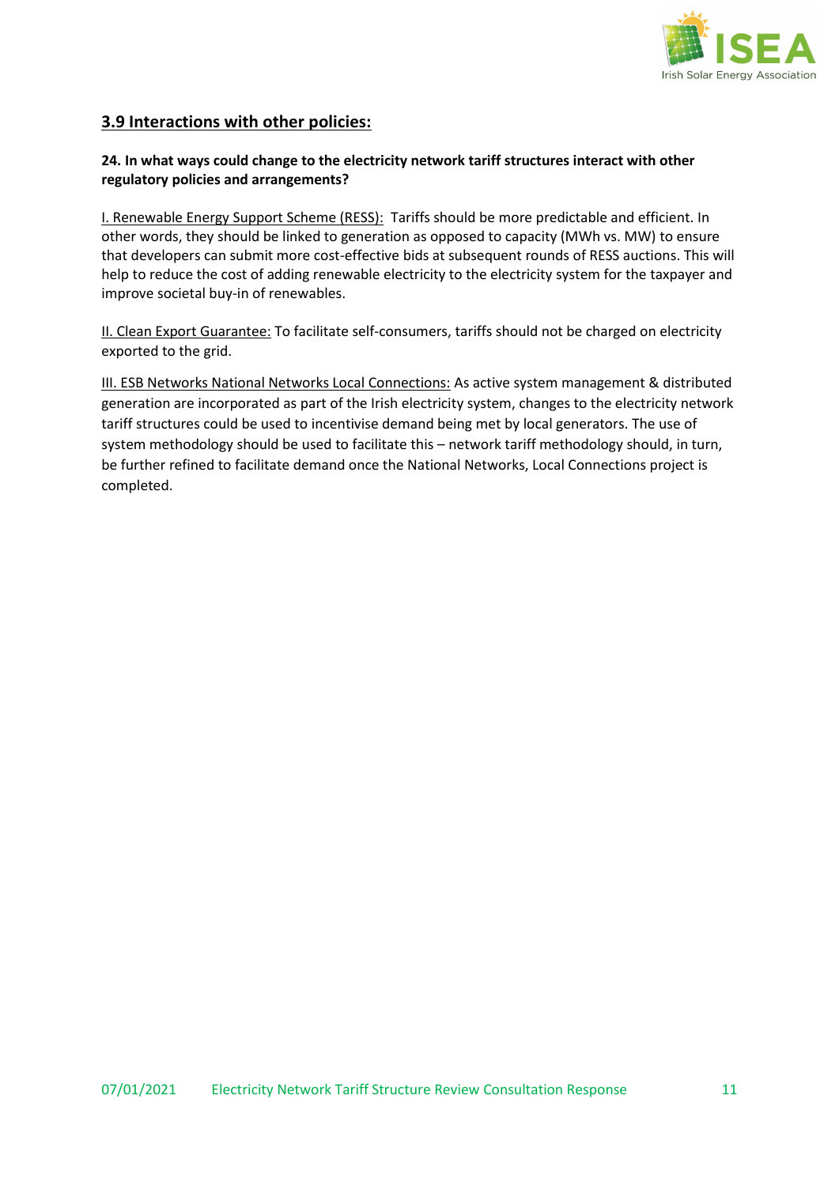## 3.9 Interactions with other policies:

**24. In what ways could change to the electricity network tariff structures interact with other regulatory policies and arrangements?**

I. Renewable Energy Support Scheme (RESS): Tariffs should be more predictable and efficient. In other words, they should be linked to generation as opposed to capacity (MWh vs. MW) to ensure that developers can submit more cost-effective bids at subsequent rounds of RESS auctions. This will help to reduce the cost of adding renewable electricity to the electricity system for the taxpayer and improve societal buy-in of renewables.

II. Clean Export Guarantee: To facilitate self-consumers, tariffs should not be charged on electricity exported to the grid.

III. ESB Networks National Networks Local Connections: As active system management & distributed generation are incorporated as part of the Irish electricity system, changes to the electricity network tariff structures could be used to incentivise demand being met by local generators. The use of system methodology should be used to facilitate this – network tariff methodology should, in turn, be further refined to facilitate demand once the National Networks, Local Connections project is completed.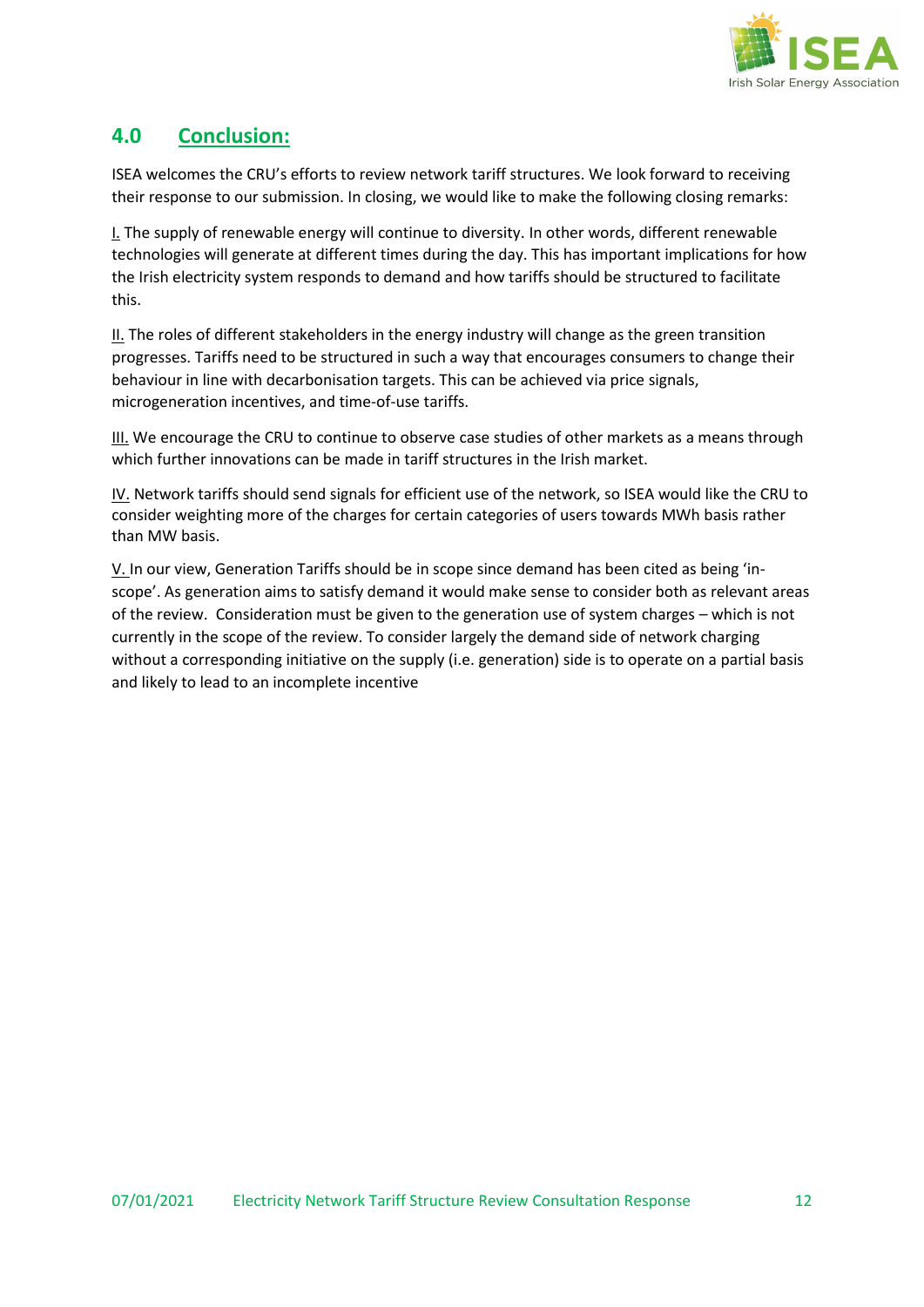## 4.0 Conclusion:

ISEA welcomes the CRU's efforts to review network tariff structures. We look forward to receiving their response to our submission. In closing, we would like to make the following closing remarks:

I. The supply of renewable energy will continue to diversity. In other words, different renewable technologies will generate at different times during the day. This has important implications for how the Irish electricity system responds to demand and how tariffs should be structured to facilitate this.

II. The roles of different stakeholders in the energy industry will change as the green transition progresses. Tariffs need to be structured in such a way that encourages consumers to change their behaviour in line with decarbonisation targets. This can be achieved via price signals, microgeneration incentives, and time-of-use tariffs.

III. We encourage the CRU to continue to observe case studies of other markets as a means through which further innovations can be made in tariff structures in the Irish market.

IV. Network tariffs should send signals for efficient use of the network, so ISEA would like the CRU to consider weighting more of the charges for certain categories of users towards MWh basis rather than MW basis.

V. In our view, Generation Tariffs should be in scope since demand has been cited as being 'in-scope'. As generation aims to satisfy demand it would make sense to consider both as relevant areas of the review. Consideration must be given to the generation use of system charges – which is not currently in the scope of the review. To consider largely the demand side of network charging without a corresponding initiative on the supply (i.e. generation) side is to operate on a partial basis and likely to lead to an incomplete incentive